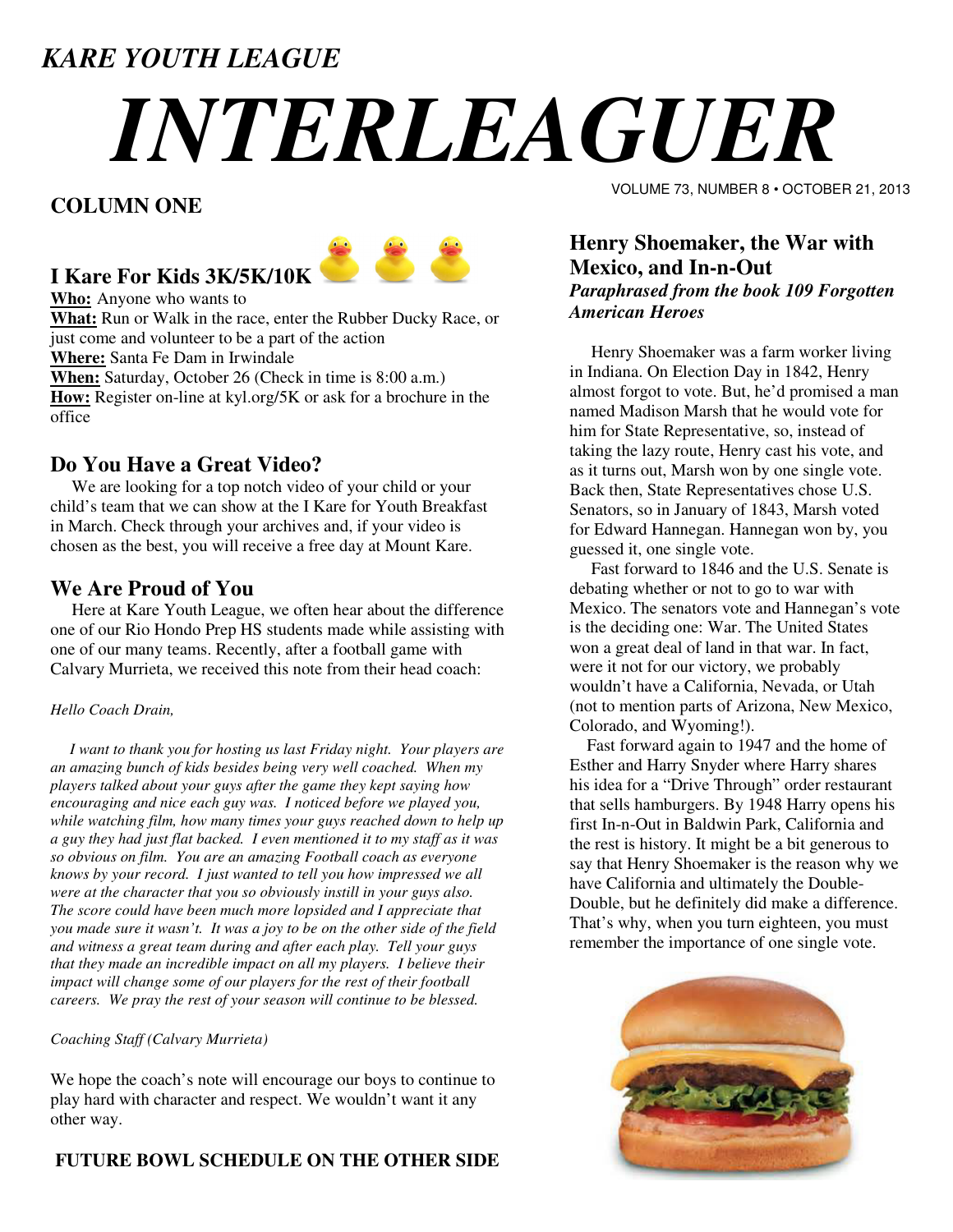*KARE YOUTH LEAGUE*

# *INTERLEAGUER*

VOLUME 73, NUMBER 8 • OCTOBER 21, 2013

## COLUMN ONE

### I Kare For Kids 3K/5K/10K

**Who:** Anyone who wants to
**What:** Run or Walk in the race, enter the Rubber Ducky Race, or just come and volunteer to be a part of the action
**Where:** Santa Fe Dam in Irwindale
**When:** Saturday, October 26 (Check in time is 8:00 a.m.)
**How:** Register on-line at kyl.org/5K or ask for a brochure in the office

### Do You Have a Great Video?

We are looking for a top notch video of your child or your child's team that we can show at the I Kare for Youth Breakfast in March. Check through your archives and, if your video is chosen as the best, you will receive a free day at Mount Kare.

### We Are Proud of You

Here at Kare Youth League, we often hear about the difference one of our Rio Hondo Prep HS students made while assisting with one of our many teams. Recently, after a football game with Calvary Murrieta, we received this note from their head coach:

*Hello Coach Drain,*

*I want to thank you for hosting us last Friday night. Your players are an amazing bunch of kids besides being very well coached. When my players talked about your guys after the game they kept saying how encouraging and nice each guy was. I noticed before we played you, while watching film, how many times your guys reached down to help up a guy they had just flat backed. I even mentioned it to my staff as it was so obvious on film. You are an amazing Football coach as everyone knows by your record. I just wanted to tell you how impressed we all were at the character that you so obviously instill in your guys also. The score could have been much more lopsided and I appreciate that you made sure it wasn't. It was a joy to be on the other side of the field and witness a great team during and after each play. Tell your guys that they made an incredible impact on all my players. I believe their impact will change some of our players for the rest of their football careers. We pray the rest of your season will continue to be blessed.*

*Coaching Staff (Calvary Murrieta)*

We hope the coach's note will encourage our boys to continue to play hard with character and respect. We wouldn't want it any other way.

**FUTURE BOWL SCHEDULE ON THE OTHER SIDE**

## Henry Shoemaker, the War with Mexico, and In-n-Out

***Paraphrased from the book 109 Forgotten American Heroes***

Henry Shoemaker was a farm worker living in Indiana. On Election Day in 1842, Henry almost forgot to vote. But, he'd promised a man named Madison Marsh that he would vote for him for State Representative, so, instead of taking the lazy route, Henry cast his vote, and as it turns out, Marsh won by one single vote. Back then, State Representatives chose U.S. Senators, so in January of 1843, Marsh voted for Edward Hannegan. Hannegan won by, you guessed it, one single vote.

Fast forward to 1846 and the U.S. Senate is debating whether or not to go to war with Mexico. The senators vote and Hannegan's vote is the deciding one: War. The United States won a great deal of land in that war. In fact, were it not for our victory, we probably wouldn't have a California, Nevada, or Utah (not to mention parts of Arizona, New Mexico, Colorado, and Wyoming!).

Fast forward again to 1947 and the home of Esther and Harry Snyder where Harry shares his idea for a "Drive Through" order restaurant that sells hamburgers. By 1948 Harry opens his first In-n-Out in Baldwin Park, California and the rest is history. It might be a bit generous to say that Henry Shoemaker is the reason why we have California and ultimately the Double-Double, but he definitely did make a difference. That's why, when you turn eighteen, you must remember the importance of one single vote.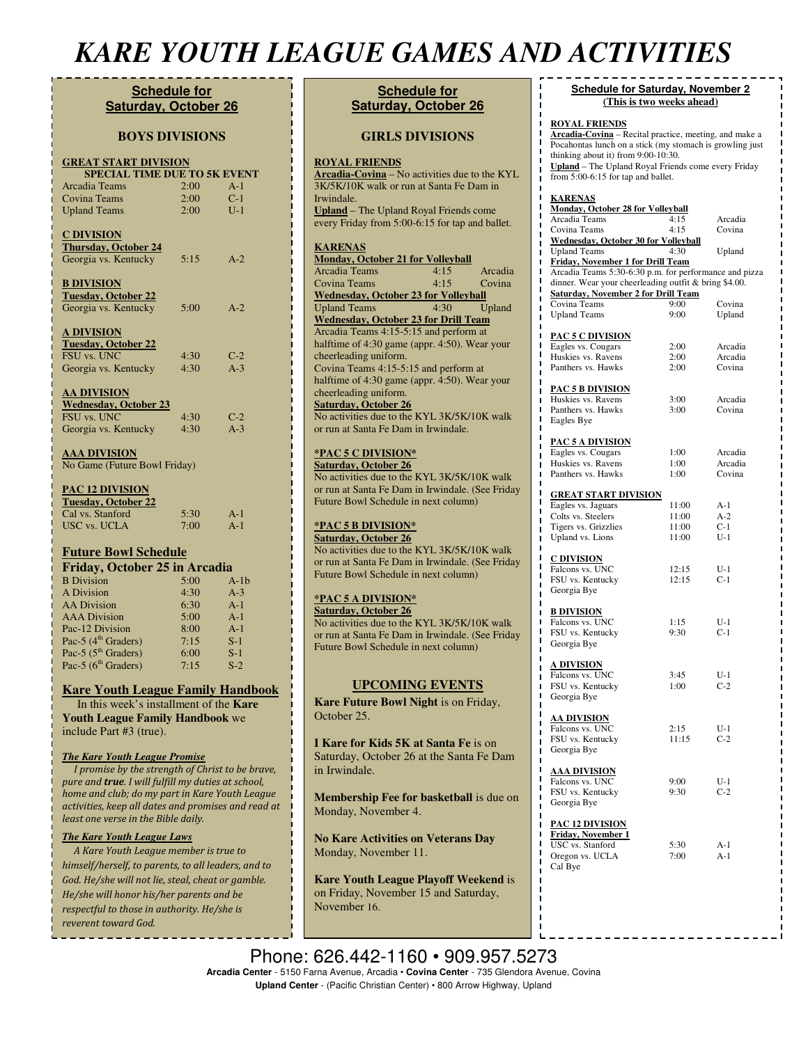# KARE YOUTH LEAGUE GAMES AND ACTIVITIES

## Schedule for Saturday, October 26

### BOYS DIVISIONS

**GREAT START DIVISION**
**SPECIAL TIME DUE TO 5K EVENT**

| | | |
|---|---|---|
| Arcadia Teams | 2:00 | A-1 |
| Covina Teams | 2:00 | C-1 |
| Upland Teams | 2:00 | U-1 |

**C DIVISION**
**Thursday, October 24**

| | | |
|---|---|---|
| Georgia vs. Kentucky | 5:15 | A-2 |

**B DIVISION**
**Tuesday, October 22**

| | | |
|---|---|---|
| Georgia vs. Kentucky | 5:00 | A-2 |

**A DIVISION**
**Tuesday, October 22**

| | | |
|---|---|---|
| FSU vs. UNC | 4:30 | C-2 |
| Georgia vs. Kentucky | 4:30 | A-3 |

**AA DIVISION**
**Wednesday, October 23**

| | | |
|---|---|---|
| FSU vs. UNC | 4:30 | C-2 |
| Georgia vs. Kentucky | 4:30 | A-3 |

**AAA DIVISION**
No Game (Future Bowl Friday)

**PAC 12 DIVISION**
**Tuesday, October 22**

| | | |
|---|---|---|
| Cal vs. Stanford | 5:30 | A-1 |
| USC vs. UCLA | 7:00 | A-1 |

### Future Bowl Schedule
**Friday, October 25 in Arcadia**

| | | |
|---|---|---|
| B Division | 5:00 | A-1b |
| A Division | 4:30 | A-3 |
| AA Division | 6:30 | A-1 |
| AAA Division | 5:00 | A-1 |
| Pac-12 Division | 8:00 | A-1 |
| Pac-5 (4th Graders) | 7:15 | S-1 |
| Pac-5 (5th Graders) | 6:00 | S-1 |
| Pac-5 (6th Graders) | 7:15 | S-2 |

### Kare Youth League Family Handbook

In this week's installment of the **Kare Youth League Family Handbook** we include Part #3 (true).

***The Kare Youth League Promise***

*I promise by the strength of Christ to be brave, pure and **true**. I will fulfill my duties at school, home and club; do my part in Kare Youth League activities, keep all dates and promises and read at least one verse in the Bible daily.*

***The Kare Youth League Laws***

*A Kare Youth League member is true to himself/herself, to parents, to all leaders, and to God. He/she will not lie, steal, cheat or gamble. He/she will honor his/her parents and be respectful to those in authority. He/she is reverent toward God.*

## Schedule for Saturday, October 26

### GIRLS DIVISIONS

**ROYAL FRIENDS**

**Arcadia-Covina** – No activities due to the KYL 3K/5K/10K walk or run at Santa Fe Dam in Irwindale.

**Upland** – The Upland Royal Friends come every Friday from 5:00-6:15 for tap and ballet.

**KARENAS**

**Monday, October 21 for Volleyball**

| | | |
|---|---|---|
| Arcadia Teams | 4:15 | Arcadia |
| Covina Teams | 4:15 | Covina |

**Wednesday, October 23 for Volleyball**

| | | |
|---|---|---|
| Upland Teams | 4:30 | Upland |

**Wednesday, October 23 for Drill Team**

Arcadia Teams 4:15-5:15 and perform at halftime of 4:30 game (appr. 4:50). Wear your cheerleading uniform.

Covina Teams 4:15-5:15 and perform at halftime of 4:30 game (appr. 4:50). Wear your cheerleading uniform.

**Saturday, October 26**

No activities due to the KYL 3K/5K/10K walk or run at Santa Fe Dam in Irwindale.

**\*PAC 5 C DIVISION\***
**Saturday, October 26**

No activities due to the KYL 3K/5K/10K walk or run at Santa Fe Dam in Irwindale. (See Friday Future Bowl Schedule in next column)

**\*PAC 5 B DIVISION\***
**Saturday, October 26**

No activities due to the KYL 3K/5K/10K walk or run at Santa Fe Dam in Irwindale. (See Friday Future Bowl Schedule in next column)

**\*PAC 5 A DIVISION\***
**Saturday, October 26**

No activities due to the KYL 3K/5K/10K walk or run at Santa Fe Dam in Irwindale. (See Friday Future Bowl Schedule in next column)

### UPCOMING EVENTS

**Kare Future Bowl Night** is on Friday, October 25.

**I Kare for Kids 5K at Santa Fe** is on Saturday, October 26 at the Santa Fe Dam in Irwindale.

**Membership Fee for basketball** is due on Monday, November 4.

**No Kare Activities on Veterans Day** Monday, November 11.

**Kare Youth League Playoff Weekend** is on Friday, November 15 and Saturday, November 16.

## Schedule for Saturday, November 2
**(This is two weeks ahead)**

**ROYAL FRIENDS**

**Arcadia-Covina** – Recital practice, meeting, and make a Pocahontas lunch on a stick (my stomach is growling just thinking about it) from 9:00-10:30.

**Upland** – The Upland Royal Friends come every Friday from 5:00-6:15 for tap and ballet.

**KARENAS**

**Monday, October 28 for Volleyball**

| | | |
|---|---|---|
| Arcadia Teams | 4:15 | Arcadia |
| Covina Teams | 4:15 | Covina |

**Wednesday, October 30 for Volleyball**

| | | |
|---|---|---|
| Upland Teams | 4:30 | Upland |

**Friday, November 1 for Drill Team**

Arcadia Teams 5:30-6:30 p.m. for performance and pizza dinner. Wear your cheerleading outfit & bring $4.00.

**Saturday, November 2 for Drill Team**

| | | |
|---|---|---|
| Covina Teams | 9:00 | Covina |
| Upland Teams | 9:00 | Upland |

**PAC 5 C DIVISION**

| | | |
|---|---|---|
| Eagles vs. Cougars | 2:00 | Arcadia |
| Huskies vs. Ravens | 2:00 | Arcadia |
| Panthers vs. Hawks | 2:00 | Covina |

**PAC 5 B DIVISION**

| | | |
|---|---|---|
| Huskies vs. Ravens | 3:00 | Arcadia |
| Panthers vs. Hawks | 3:00 | Covina |
| Eagles Bye | | |

**PAC 5 A DIVISION**

| | | |
|---|---|---|
| Eagles vs. Cougars | 1:00 | Arcadia |
| Huskies vs. Ravens | 1:00 | Arcadia |
| Panthers vs. Hawks | 1:00 | Covina |

**GREAT START DIVISION**

| | | |
|---|---|---|
| Eagles vs. Jaguars | 11:00 | A-1 |
| Colts vs. Steelers | 11:00 | A-2 |
| Tigers vs. Grizzlies | 11:00 | C-1 |
| Upland vs. Lions | 11:00 | U-1 |

**C DIVISION**

| | | |
|---|---|---|
| Falcons vs. UNC | 12:15 | U-1 |
| FSU vs. Kentucky | 12:15 | C-1 |
| Georgia Bye | | |

**B DIVISION**

| | | |
|---|---|---|
| Falcons vs. UNC | 1:15 | U-1 |
| FSU vs. Kentucky | 9:30 | C-1 |
| Georgia Bye | | |

**A DIVISION**

| | | |
|---|---|---|
| Falcons vs. UNC | 3:45 | U-1 |
| FSU vs. Kentucky | 1:00 | C-2 |
| Georgia Bye | | |

**AA DIVISION**

| | | |
|---|---|---|
| Falcons vs. UNC | 2:15 | U-1 |
| FSU vs. Kentucky | 11:15 | C-2 |
| Georgia Bye | | |

**AAA DIVISION**

| | | |
|---|---|---|
| Falcons vs. UNC | 9:00 | U-1 |
| FSU vs. Kentucky | 9:30 | C-2 |
| Georgia Bye | | |

**PAC 12 DIVISION**
**Friday, November 1**

| | | |
|---|---|---|
| USC vs. Stanford | 5:30 | A-1 |
| Oregon vs. UCLA | 7:00 | A-1 |
| Cal Bye | | |

Phone: 626.442-1160 • 909.957.5273

**Arcadia Center** - 5150 Farna Avenue, Arcadia • **Covina Center** - 735 Glendora Avenue, Covina

**Upland Center** - (Pacific Christian Center) • 800 Arrow Highway, Upland